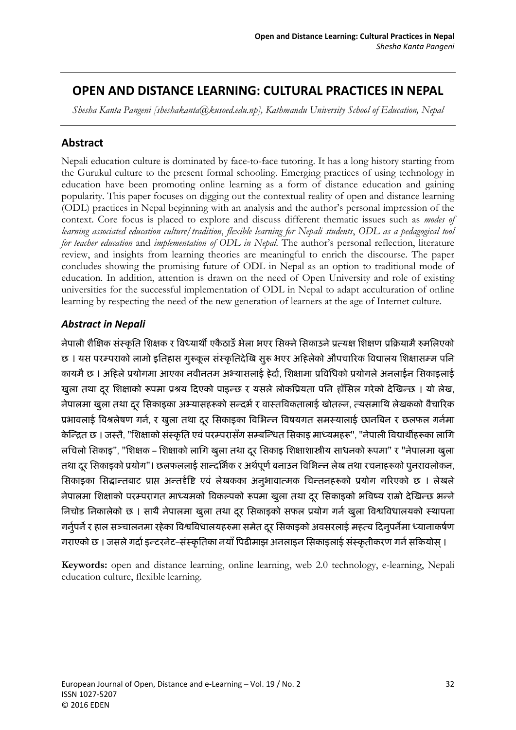# OPEN AND DISTANCE LEARNING: CULTURAL PRACTICES IN NEPAL

*Shesha Kanta Pangeni [sheshakanta@kusoed.edu.np], Kathmandu University School of Education, Nepal*

## Abstract

Nepali education culture is dominated by face-to-face tutoring. It has a long history starting from the Gurukul culture to the present formal schooling. Emerging practices of using technology in education have been promoting online learning as a form of distance education and gaining popularity. This paper focuses on digging out the contextual reality of open and distance learning (ODL) practices in Nepal beginning with an analysis and the author's personal impression of the context. Core focus is placed to explore and discuss different thematic issues such as *modes of learning associated education culture/tradition*, *flexible learning for Nepali students*, *ODL as a pedagogical tool for teacher education* and *implementation of ODL in Nepal*. The author's personal reflection, literature review, and insights from learning theories are meaningful to enrich the discourse. The paper concludes showing the promising future of ODL in Nepal as an option to traditional mode of education. In addition, attention is drawn on the need of Open University and role of existing universities for the successful implementation of ODL in Nepal to adapt acculturation of online learning by respecting the need of the new generation of learners at the age of Internet culture.

### *Abstract in Nepali*

नेपाली शैक्षिक संस्कृति शिक्षक र विध्यार्थी एकैठाउँ भेला भएर सिक्ने सिकाउने प्रत्यक्ष शिक्षण प्रक्रियामै रुमलिएको छ । यस परम्पराको लामो इतिहास गुरूकूल संस्कृतिदेखि सुरू भएर अहिलेको औपचारिक विद्यालय शिक्षासम्म पनि कायमै छ । अहिले प्रयोगमा आएका नवीनतम अभ्यासलाई हेर्दा, शिक्षामा प्रविधिको प्रयोगले अनलाईन सिकाइलाई खुला तथा दूर शिक्षाको रूपमा प्रश्रय दिएको पाइन्छ र यसले लोकप्रियता पनि हाँसिल गरेको देखिन्छ । यो लेख, नेपालमा खुला तथा दूर सिकाइका अभ्यासहरूको सन्दर्भ र वास्तविकतालाई खोतल्न, त्यसमाथि लेखकको वैचारिक प्रभावलाई विश्लेषण गर्न, र खुला तथा दूर सिकाइका विभिन्न विषयगत समस्यालाई छानबिन र छलफल गर्नमा केन्द्रित छ । जस्तै, "शिक्षाको संस्कृति एवं परम्परासँग सम्बन्धित सिकाइ माध्यमहरू", "नेपाली विद्यार्थीहरूका लागि लचिलो सिकाइ", "शिक्षक – शिक्षाको लागि खुला तथा दूर सिकाइ शिक्षाशास्त्रीय साधनको रूपमा" र "नेपालमा खुला तथा दूर सिकाइको प्रयोग"। छलफललाई सान्दर्भिक र अर्थपूर्ण बनाउन विभिन्न लेख तथा रचनाहरूको पुनरावलोकन, सिकाइका सिद्धान्तबाट प्राप्त अन्तर्दृष्टि एवं लेखकका अनुभावात्मक चिन्तनहरूको प्रयोग गरिएको छ । लेखले नेपालमा शिक्षाको परम्परागत माध्यमको विकल्पको रूपमा खुला तथा दूर सिकाइको भविष्य राम्रो देखिन्छ भन्ने निचोड निकालेको छ । साथै नेपालमा खुला तथा दूर सिकाइको सफल प्रयोग गर्न खुला विश्वविधालयको स्थापना गर्नुपर्ने र हाल सञ्चालनमा रहेका विश्वविधालयहरुमा समेत दूर सिकाइको अवसरलाई महत्व दिनुपर्नेमा ध्यानाकर्षण गराएको छ । जसले गर्दा इन्टरनेट–संस्कृतिका नयाँ पिढीमाझ अनलाइन सिकाइलाई संस्कृतीकरण गर्न सकियोस् ।

**Keywords:** open and distance learning, online learning, web 2.0 technology, e-learning, Nepali education culture, flexible learning.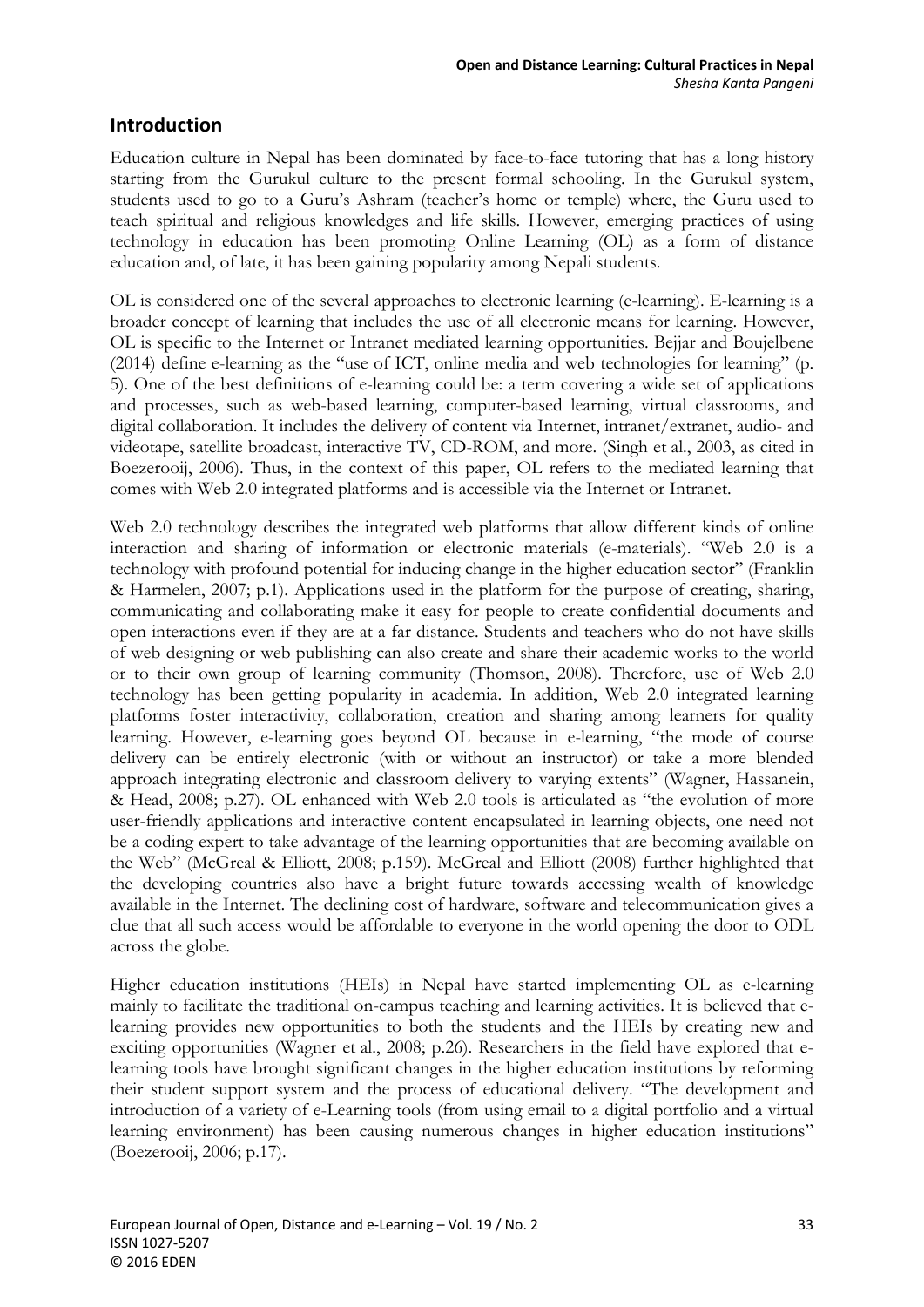## Introduction

Education culture in Nepal has been dominated by face-to-face tutoring that has a long history starting from the Gurukul culture to the present formal schooling. In the Gurukul system, students used to go to a Guru's Ashram (teacher's home or temple) where, the Guru used to teach spiritual and religious knowledges and life skills. However, emerging practices of using technology in education has been promoting Online Learning (OL) as a form of distance education and, of late, it has been gaining popularity among Nepali students.

OL is considered one of the several approaches to electronic learning (e-learning). E-learning is a broader concept of learning that includes the use of all electronic means for learning. However, OL is specific to the Internet or Intranet mediated learning opportunities. Bejjar and Boujelbene (2014) define e-learning as the "use of ICT, online media and web technologies for learning" (p. 5). One of the best definitions of e-learning could be: a term covering a wide set of applications and processes, such as web-based learning, computer-based learning, virtual classrooms, and digital collaboration. It includes the delivery of content via Internet, intranet/extranet, audio- and videotape, satellite broadcast, interactive TV, CD-ROM, and more. (Singh et al., 2003, as cited in Boezerooij, 2006). Thus, in the context of this paper, OL refers to the mediated learning that comes with Web 2.0 integrated platforms and is accessible via the Internet or Intranet.

Web 2.0 technology describes the integrated web platforms that allow different kinds of online interaction and sharing of information or electronic materials (e-materials). "Web 2.0 is a technology with profound potential for inducing change in the higher education sector" (Franklin & Harmelen, 2007; p.1). Applications used in the platform for the purpose of creating, sharing, communicating and collaborating make it easy for people to create confidential documents and open interactions even if they are at a far distance. Students and teachers who do not have skills of web designing or web publishing can also create and share their academic works to the world or to their own group of learning community (Thomson, 2008). Therefore, use of Web 2.0 technology has been getting popularity in academia. In addition, Web 2.0 integrated learning platforms foster interactivity, collaboration, creation and sharing among learners for quality learning. However, e-learning goes beyond OL because in e-learning, "the mode of course delivery can be entirely electronic (with or without an instructor) or take a more blended approach integrating electronic and classroom delivery to varying extents" (Wagner, Hassanein, & Head, 2008; p.27). OL enhanced with Web 2.0 tools is articulated as "the evolution of more user-friendly applications and interactive content encapsulated in learning objects, one need not be a coding expert to take advantage of the learning opportunities that are becoming available on the Web" (McGreal & Elliott, 2008; p.159). McGreal and Elliott (2008) further highlighted that the developing countries also have a bright future towards accessing wealth of knowledge available in the Internet. The declining cost of hardware, software and telecommunication gives a clue that all such access would be affordable to everyone in the world opening the door to ODL across the globe.

Higher education institutions (HEIs) in Nepal have started implementing OL as e-learning mainly to facilitate the traditional on-campus teaching and learning activities. It is believed that e-learning provides new opportunities to both the students and the HEIs by creating new and exciting opportunities (Wagner et al., 2008; p.26). Researchers in the field have explored that e-learning tools have brought significant changes in the higher education institutions by reforming their student support system and the process of educational delivery. "The development and introduction of a variety of e-Learning tools (from using email to a digital portfolio and a virtual learning environment) has been causing numerous changes in higher education institutions" (Boezerooij, 2006; p.17).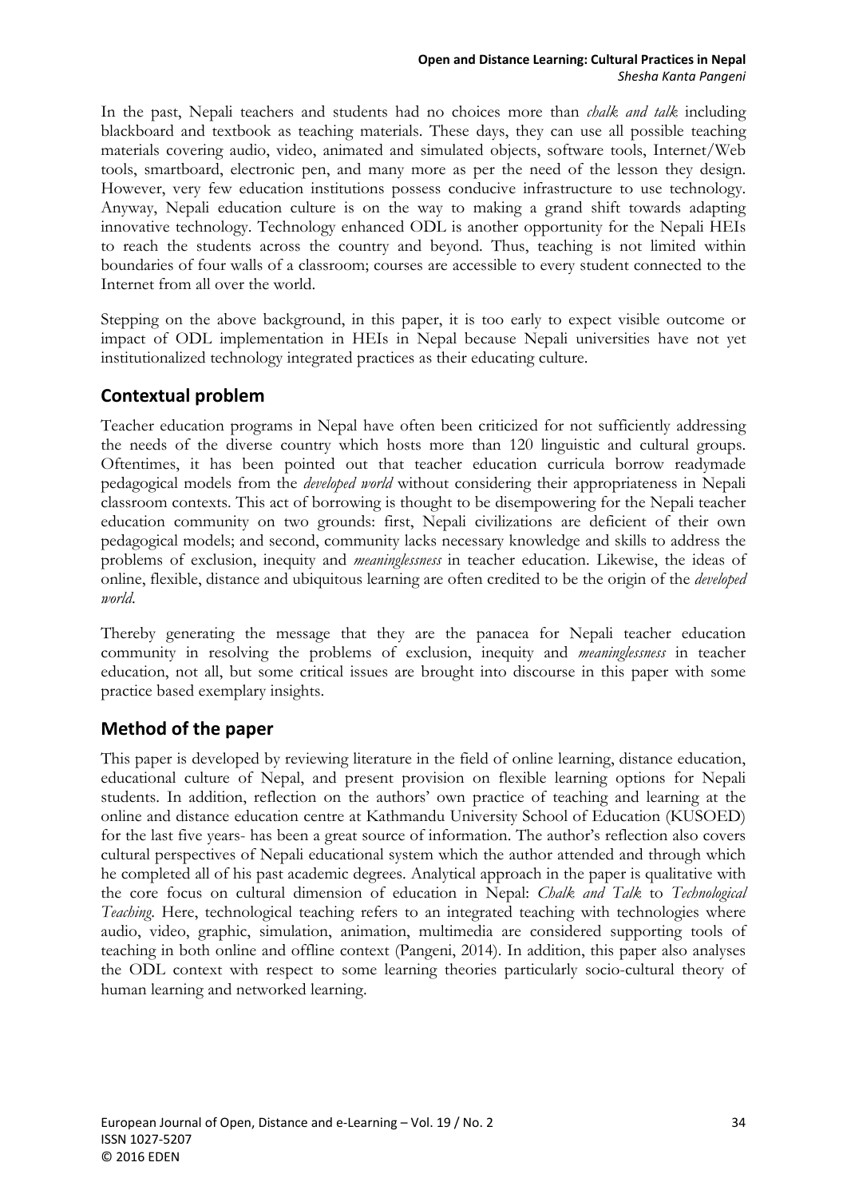In the past, Nepali teachers and students had no choices more than *chalk and talk* including blackboard and textbook as teaching materials. These days, they can use all possible teaching materials covering audio, video, animated and simulated objects, software tools, Internet/Web tools, smartboard, electronic pen, and many more as per the need of the lesson they design. However, very few education institutions possess conducive infrastructure to use technology. Anyway, Nepali education culture is on the way to making a grand shift towards adapting innovative technology. Technology enhanced ODL is another opportunity for the Nepali HEIs to reach the students across the country and beyond. Thus, teaching is not limited within boundaries of four walls of a classroom; courses are accessible to every student connected to the Internet from all over the world.

Stepping on the above background, in this paper, it is too early to expect visible outcome or impact of ODL implementation in HEIs in Nepal because Nepali universities have not yet institutionalized technology integrated practices as their educating culture.

## Contextual problem

Teacher education programs in Nepal have often been criticized for not sufficiently addressing the needs of the diverse country which hosts more than 120 linguistic and cultural groups. Oftentimes, it has been pointed out that teacher education curricula borrow readymade pedagogical models from the *developed world* without considering their appropriateness in Nepali classroom contexts. This act of borrowing is thought to be disempowering for the Nepali teacher education community on two grounds: first, Nepali civilizations are deficient of their own pedagogical models; and second, community lacks necessary knowledge and skills to address the problems of exclusion, inequity and *meaninglessness* in teacher education. Likewise, the ideas of online, flexible, distance and ubiquitous learning are often credited to be the origin of the *developed world*.

Thereby generating the message that they are the panacea for Nepali teacher education community in resolving the problems of exclusion, inequity and *meaninglessness* in teacher education, not all, but some critical issues are brought into discourse in this paper with some practice based exemplary insights.

## Method of the paper

This paper is developed by reviewing literature in the field of online learning, distance education, educational culture of Nepal, and present provision on flexible learning options for Nepali students. In addition, reflection on the authors' own practice of teaching and learning at the online and distance education centre at Kathmandu University School of Education (KUSOED) for the last five years- has been a great source of information. The author's reflection also covers cultural perspectives of Nepali educational system which the author attended and through which he completed all of his past academic degrees. Analytical approach in the paper is qualitative with the core focus on cultural dimension of education in Nepal: *Chalk and Talk* to *Technological Teaching*. Here, technological teaching refers to an integrated teaching with technologies where audio, video, graphic, simulation, animation, multimedia are considered supporting tools of teaching in both online and offline context (Pangeni, 2014). In addition, this paper also analyses the ODL context with respect to some learning theories particularly socio-cultural theory of human learning and networked learning.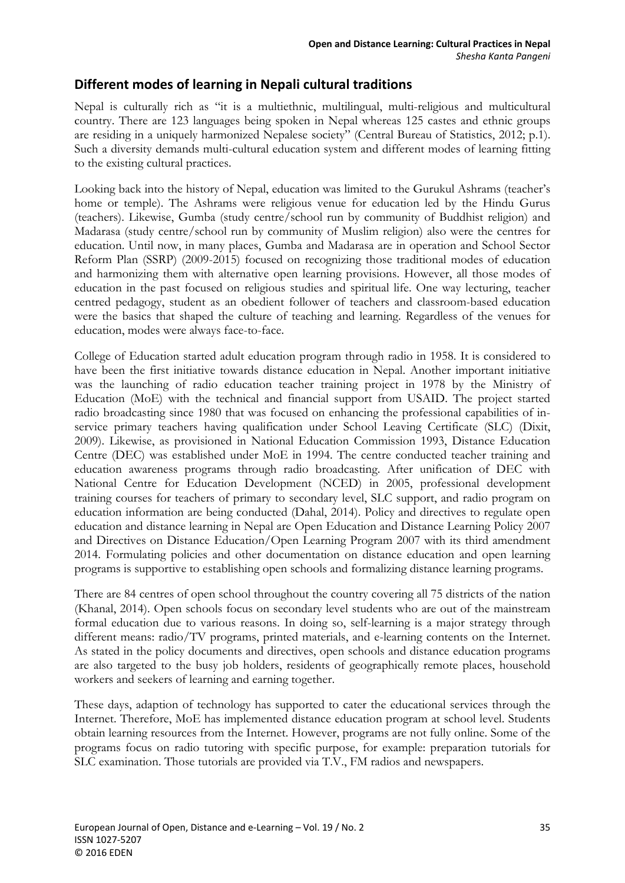## Different modes of learning in Nepali cultural traditions

Nepal is culturally rich as "it is a multiethnic, multilingual, multi-religious and multicultural country. There are 123 languages being spoken in Nepal whereas 125 castes and ethnic groups are residing in a uniquely harmonized Nepalese society" (Central Bureau of Statistics, 2012; p.1). Such a diversity demands multi-cultural education system and different modes of learning fitting to the existing cultural practices.

Looking back into the history of Nepal, education was limited to the Gurukul Ashrams (teacher's home or temple). The Ashrams were religious venue for education led by the Hindu Gurus (teachers). Likewise, Gumba (study centre/school run by community of Buddhist religion) and Madarasa (study centre/school run by community of Muslim religion) also were the centres for education. Until now, in many places, Gumba and Madarasa are in operation and School Sector Reform Plan (SSRP) (2009-2015) focused on recognizing those traditional modes of education and harmonizing them with alternative open learning provisions. However, all those modes of education in the past focused on religious studies and spiritual life. One way lecturing, teacher centred pedagogy, student as an obedient follower of teachers and classroom-based education were the basics that shaped the culture of teaching and learning. Regardless of the venues for education, modes were always face-to-face.

College of Education started adult education program through radio in 1958. It is considered to have been the first initiative towards distance education in Nepal. Another important initiative was the launching of radio education teacher training project in 1978 by the Ministry of Education (MoE) with the technical and financial support from USAID. The project started radio broadcasting since 1980 that was focused on enhancing the professional capabilities of in-service primary teachers having qualification under School Leaving Certificate (SLC) (Dixit, 2009). Likewise, as provisioned in National Education Commission 1993, Distance Education Centre (DEC) was established under MoE in 1994. The centre conducted teacher training and education awareness programs through radio broadcasting. After unification of DEC with National Centre for Education Development (NCED) in 2005, professional development training courses for teachers of primary to secondary level, SLC support, and radio program on education information are being conducted (Dahal, 2014). Policy and directives to regulate open education and distance learning in Nepal are Open Education and Distance Learning Policy 2007 and Directives on Distance Education/Open Learning Program 2007 with its third amendment 2014. Formulating policies and other documentation on distance education and open learning programs is supportive to establishing open schools and formalizing distance learning programs.

There are 84 centres of open school throughout the country covering all 75 districts of the nation (Khanal, 2014). Open schools focus on secondary level students who are out of the mainstream formal education due to various reasons. In doing so, self-learning is a major strategy through different means: radio/TV programs, printed materials, and e-learning contents on the Internet. As stated in the policy documents and directives, open schools and distance education programs are also targeted to the busy job holders, residents of geographically remote places, household workers and seekers of learning and earning together.

These days, adaption of technology has supported to cater the educational services through the Internet. Therefore, MoE has implemented distance education program at school level. Students obtain learning resources from the Internet. However, programs are not fully online. Some of the programs focus on radio tutoring with specific purpose, for example: preparation tutorials for SLC examination. Those tutorials are provided via T.V., FM radios and newspapers.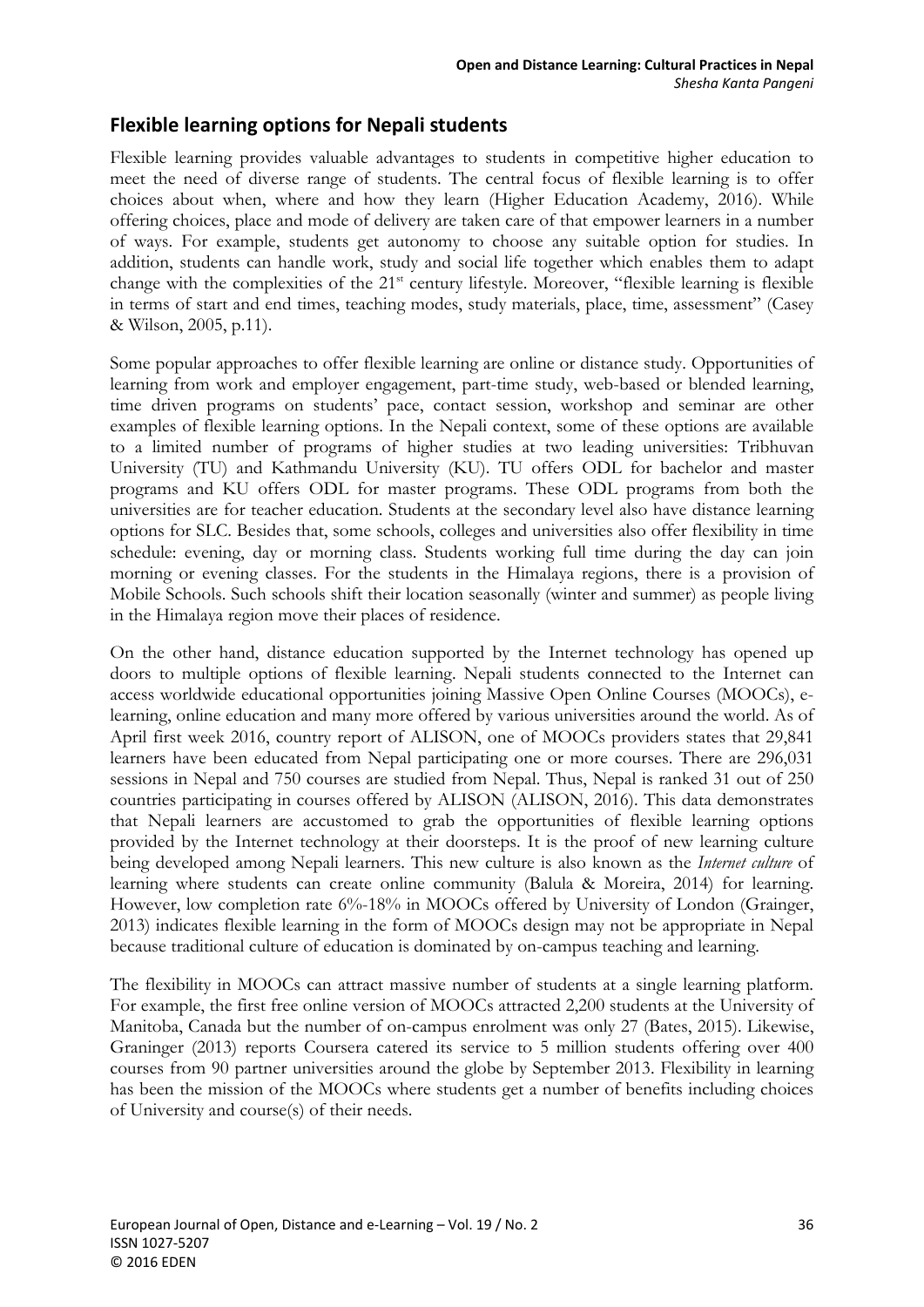## Flexible learning options for Nepali students

Flexible learning provides valuable advantages to students in competitive higher education to meet the need of diverse range of students. The central focus of flexible learning is to offer choices about when, where and how they learn (Higher Education Academy, 2016). While offering choices, place and mode of delivery are taken care of that empower learners in a number of ways. For example, students get autonomy to choose any suitable option for studies. In addition, students can handle work, study and social life together which enables them to adapt change with the complexities of the 21st century lifestyle. Moreover, "flexible learning is flexible in terms of start and end times, teaching modes, study materials, place, time, assessment" (Casey & Wilson, 2005, p.11).

Some popular approaches to offer flexible learning are online or distance study. Opportunities of learning from work and employer engagement, part-time study, web-based or blended learning, time driven programs on students' pace, contact session, workshop and seminar are other examples of flexible learning options. In the Nepali context, some of these options are available to a limited number of programs of higher studies at two leading universities: Tribhuvan University (TU) and Kathmandu University (KU). TU offers ODL for bachelor and master programs and KU offers ODL for master programs. These ODL programs from both the universities are for teacher education. Students at the secondary level also have distance learning options for SLC. Besides that, some schools, colleges and universities also offer flexibility in time schedule: evening, day or morning class. Students working full time during the day can join morning or evening classes. For the students in the Himalaya regions, there is a provision of Mobile Schools. Such schools shift their location seasonally (winter and summer) as people living in the Himalaya region move their places of residence.

On the other hand, distance education supported by the Internet technology has opened up doors to multiple options of flexible learning. Nepali students connected to the Internet can access worldwide educational opportunities joining Massive Open Online Courses (MOOCs), e-learning, online education and many more offered by various universities around the world. As of April first week 2016, country report of ALISON, one of MOOCs providers states that 29,841 learners have been educated from Nepal participating one or more courses. There are 296,031 sessions in Nepal and 750 courses are studied from Nepal. Thus, Nepal is ranked 31 out of 250 countries participating in courses offered by ALISON (ALISON, 2016). This data demonstrates that Nepali learners are accustomed to grab the opportunities of flexible learning options provided by the Internet technology at their doorsteps. It is the proof of new learning culture being developed among Nepali learners. This new culture is also known as the *Internet culture* of learning where students can create online community (Balula & Moreira, 2014) for learning. However, low completion rate 6%-18% in MOOCs offered by University of London (Grainger, 2013) indicates flexible learning in the form of MOOCs design may not be appropriate in Nepal because traditional culture of education is dominated by on-campus teaching and learning.

The flexibility in MOOCs can attract massive number of students at a single learning platform. For example, the first free online version of MOOCs attracted 2,200 students at the University of Manitoba, Canada but the number of on-campus enrolment was only 27 (Bates, 2015). Likewise, Graninger (2013) reports Coursera catered its service to 5 million students offering over 400 courses from 90 partner universities around the globe by September 2013. Flexibility in learning has been the mission of the MOOCs where students get a number of benefits including choices of University and course(s) of their needs.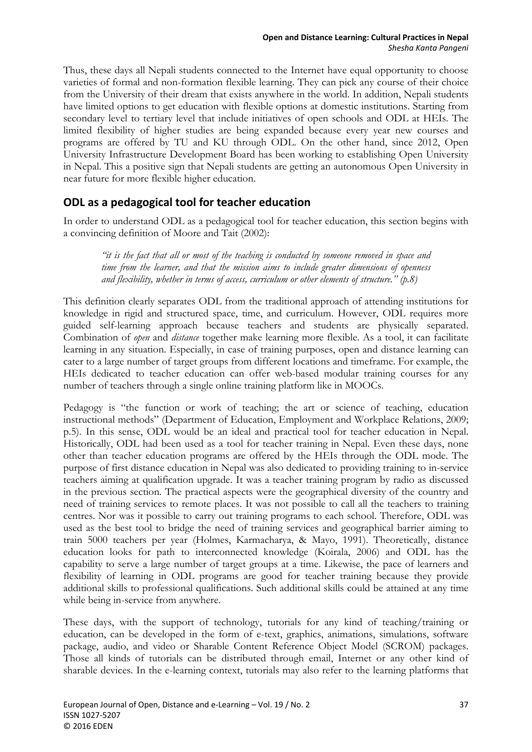Thus, these days all Nepali students connected to the Internet have equal opportunity to choose varieties of formal and non-formation flexible learning. They can pick any course of their choice from the University of their dream that exists anywhere in the world. In addition, Nepali students have limited options to get education with flexible options at domestic institutions. Starting from secondary level to tertiary level that include initiatives of open schools and ODL at HEIs. The limited flexibility of higher studies are being expanded because every year new courses and programs are offered by TU and KU through ODL. On the other hand, since 2012, Open University Infrastructure Development Board has been working to establishing Open University in Nepal. This a positive sign that Nepali students are getting an autonomous Open University in near future for more flexible higher education.

## ODL as a pedagogical tool for teacher education

In order to understand ODL as a pedagogical tool for teacher education, this section begins with a convincing definition of Moore and Tait (2002):

> *"it is the fact that all or most of the teaching is conducted by someone removed in space and time from the learner, and that the mission aims to include greater dimensions of openness and flexibility, whether in terms of access, curriculum or other elements of structure." (p.8)*

This definition clearly separates ODL from the traditional approach of attending institutions for knowledge in rigid and structured space, time, and curriculum. However, ODL requires more guided self-learning approach because teachers and students are physically separated. Combination of *open* and *distance* together make learning more flexible. As a tool, it can facilitate learning in any situation. Especially, in case of training purposes, open and distance learning can cater to a large number of target groups from different locations and timeframe. For example, the HEIs dedicated to teacher education can offer web-based modular training courses for any number of teachers through a single online training platform like in MOOCs.

Pedagogy is "the function or work of teaching; the art or science of teaching, education instructional methods" (Department of Education, Employment and Workplace Relations, 2009; p.5). In this sense, ODL would be an ideal and practical tool for teacher education in Nepal. Historically, ODL had been used as a tool for teacher training in Nepal. Even these days, none other than teacher education programs are offered by the HEIs through the ODL mode. The purpose of first distance education in Nepal was also dedicated to providing training to in-service teachers aiming at qualification upgrade. It was a teacher training program by radio as discussed in the previous section. The practical aspects were the geographical diversity of the country and need of training services to remote places. It was not possible to call all the teachers to training centres. Nor was it possible to carry out training programs to each school. Therefore, ODL was used as the best tool to bridge the need of training services and geographical barrier aiming to train 5000 teachers per year (Holmes, Karmacharya, & Mayo, 1991). Theoretically, distance education looks for path to interconnected knowledge (Koirala, 2006) and ODL has the capability to serve a large number of target groups at a time. Likewise, the pace of learners and flexibility of learning in ODL programs are good for teacher training because they provide additional skills to professional qualifications. Such additional skills could be attained at any time while being in-service from anywhere.

These days, with the support of technology, tutorials for any kind of teaching/training or education, can be developed in the form of e-text, graphics, animations, simulations, software package, audio, and video or Sharable Content Reference Object Model (SCROM) packages. Those all kinds of tutorials can be distributed through email, Internet or any other kind of sharable devices. In the e-learning context, tutorials may also refer to the learning platforms that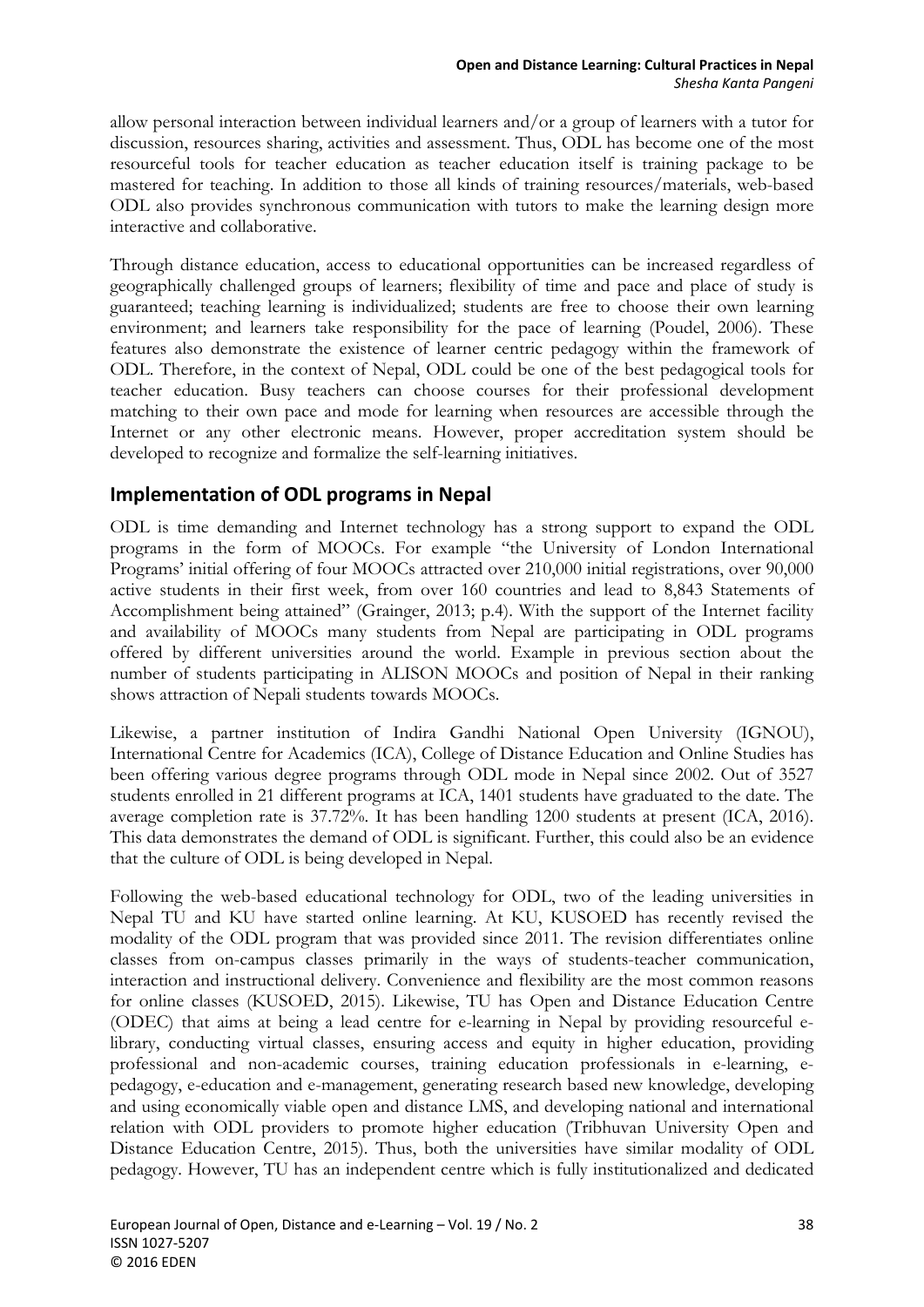allow personal interaction between individual learners and/or a group of learners with a tutor for discussion, resources sharing, activities and assessment. Thus, ODL has become one of the most resourceful tools for teacher education as teacher education itself is training package to be mastered for teaching. In addition to those all kinds of training resources/materials, web-based ODL also provides synchronous communication with tutors to make the learning design more interactive and collaborative.

Through distance education, access to educational opportunities can be increased regardless of geographically challenged groups of learners; flexibility of time and pace and place of study is guaranteed; teaching learning is individualized; students are free to choose their own learning environment; and learners take responsibility for the pace of learning (Poudel, 2006). These features also demonstrate the existence of learner centric pedagogy within the framework of ODL. Therefore, in the context of Nepal, ODL could be one of the best pedagogical tools for teacher education. Busy teachers can choose courses for their professional development matching to their own pace and mode for learning when resources are accessible through the Internet or any other electronic means. However, proper accreditation system should be developed to recognize and formalize the self-learning initiatives.

## Implementation of ODL programs in Nepal

ODL is time demanding and Internet technology has a strong support to expand the ODL programs in the form of MOOCs. For example "the University of London International Programs' initial offering of four MOOCs attracted over 210,000 initial registrations, over 90,000 active students in their first week, from over 160 countries and lead to 8,843 Statements of Accomplishment being attained" (Grainger, 2013; p.4). With the support of the Internet facility and availability of MOOCs many students from Nepal are participating in ODL programs offered by different universities around the world. Example in previous section about the number of students participating in ALISON MOOCs and position of Nepal in their ranking shows attraction of Nepali students towards MOOCs.

Likewise, a partner institution of Indira Gandhi National Open University (IGNOU), International Centre for Academics (ICA), College of Distance Education and Online Studies has been offering various degree programs through ODL mode in Nepal since 2002. Out of 3527 students enrolled in 21 different programs at ICA, 1401 students have graduated to the date. The average completion rate is 37.72%. It has been handling 1200 students at present (ICA, 2016). This data demonstrates the demand of ODL is significant. Further, this could also be an evidence that the culture of ODL is being developed in Nepal.

Following the web-based educational technology for ODL, two of the leading universities in Nepal TU and KU have started online learning. At KU, KUSOED has recently revised the modality of the ODL program that was provided since 2011. The revision differentiates online classes from on-campus classes primarily in the ways of students-teacher communication, interaction and instructional delivery. Convenience and flexibility are the most common reasons for online classes (KUSOED, 2015). Likewise, TU has Open and Distance Education Centre (ODEC) that aims at being a lead centre for e-learning in Nepal by providing resourceful e-library, conducting virtual classes, ensuring access and equity in higher education, providing professional and non-academic courses, training education professionals in e-learning, e-pedagogy, e-education and e-management, generating research based new knowledge, developing and using economically viable open and distance LMS, and developing national and international relation with ODL providers to promote higher education (Tribhuvan University Open and Distance Education Centre, 2015). Thus, both the universities have similar modality of ODL pedagogy. However, TU has an independent centre which is fully institutionalized and dedicated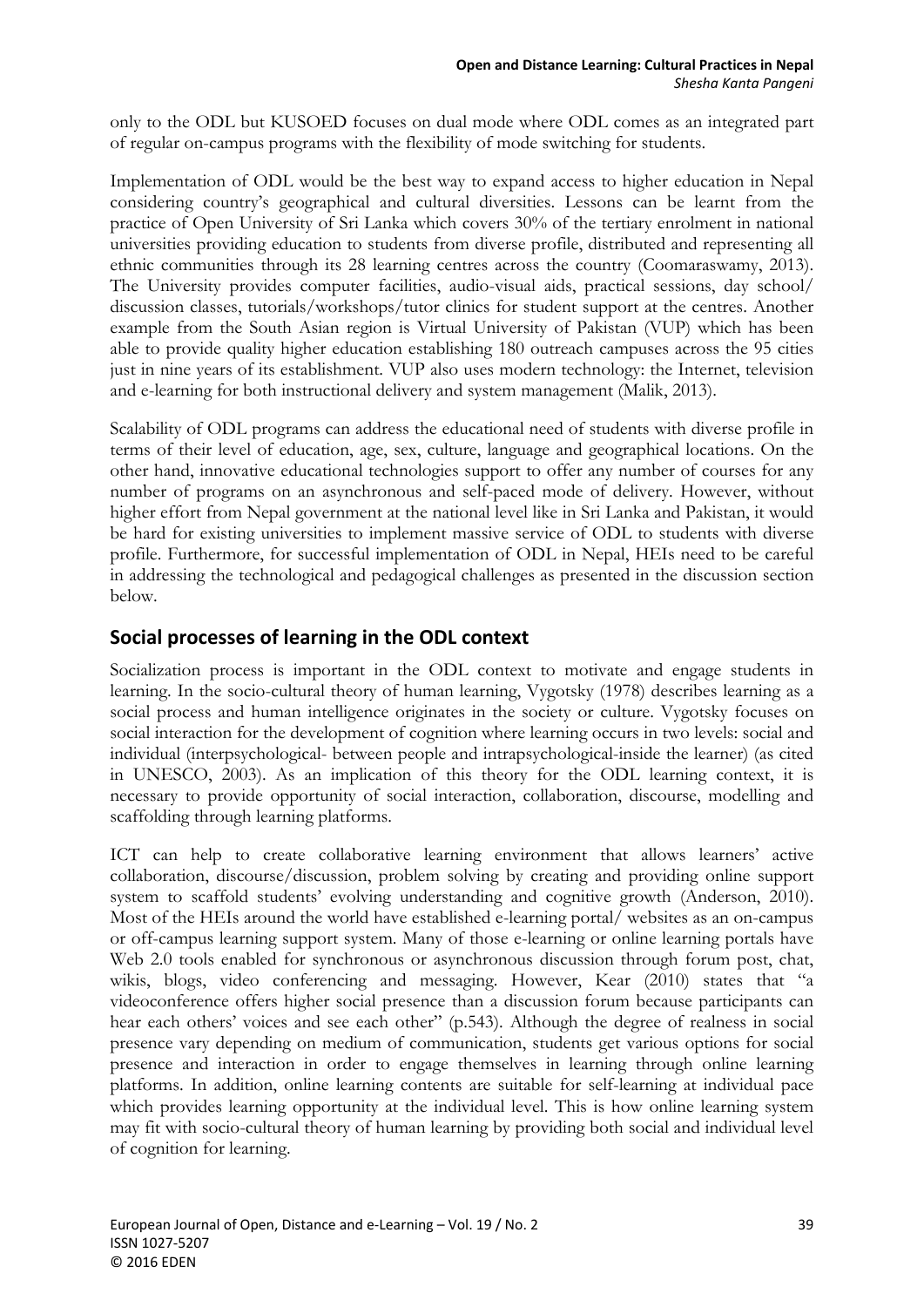only to the ODL but KUSOED focuses on dual mode where ODL comes as an integrated part of regular on-campus programs with the flexibility of mode switching for students.

Implementation of ODL would be the best way to expand access to higher education in Nepal considering country's geographical and cultural diversities. Lessons can be learnt from the practice of Open University of Sri Lanka which covers 30% of the tertiary enrolment in national universities providing education to students from diverse profile, distributed and representing all ethnic communities through its 28 learning centres across the country (Coomaraswamy, 2013). The University provides computer facilities, audio-visual aids, practical sessions, day school/ discussion classes, tutorials/workshops/tutor clinics for student support at the centres. Another example from the South Asian region is Virtual University of Pakistan (VUP) which has been able to provide quality higher education establishing 180 outreach campuses across the 95 cities just in nine years of its establishment. VUP also uses modern technology: the Internet, television and e-learning for both instructional delivery and system management (Malik, 2013).

Scalability of ODL programs can address the educational need of students with diverse profile in terms of their level of education, age, sex, culture, language and geographical locations. On the other hand, innovative educational technologies support to offer any number of courses for any number of programs on an asynchronous and self-paced mode of delivery. However, without higher effort from Nepal government at the national level like in Sri Lanka and Pakistan, it would be hard for existing universities to implement massive service of ODL to students with diverse profile. Furthermore, for successful implementation of ODL in Nepal, HEIs need to be careful in addressing the technological and pedagogical challenges as presented in the discussion section below.

## Social processes of learning in the ODL context

Socialization process is important in the ODL context to motivate and engage students in learning. In the socio-cultural theory of human learning, Vygotsky (1978) describes learning as a social process and human intelligence originates in the society or culture. Vygotsky focuses on social interaction for the development of cognition where learning occurs in two levels: social and individual (interpsychological- between people and intrapsychological-inside the learner) (as cited in UNESCO, 2003). As an implication of this theory for the ODL learning context, it is necessary to provide opportunity of social interaction, collaboration, discourse, modelling and scaffolding through learning platforms.

ICT can help to create collaborative learning environment that allows learners' active collaboration, discourse/discussion, problem solving by creating and providing online support system to scaffold students' evolving understanding and cognitive growth (Anderson, 2010). Most of the HEIs around the world have established e-learning portal/ websites as an on-campus or off-campus learning support system. Many of those e-learning or online learning portals have Web 2.0 tools enabled for synchronous or asynchronous discussion through forum post, chat, wikis, blogs, video conferencing and messaging. However, Kear (2010) states that "a videoconference offers higher social presence than a discussion forum because participants can hear each others' voices and see each other" (p.543). Although the degree of realness in social presence vary depending on medium of communication, students get various options for social presence and interaction in order to engage themselves in learning through online learning platforms. In addition, online learning contents are suitable for self-learning at individual pace which provides learning opportunity at the individual level. This is how online learning system may fit with socio-cultural theory of human learning by providing both social and individual level of cognition for learning.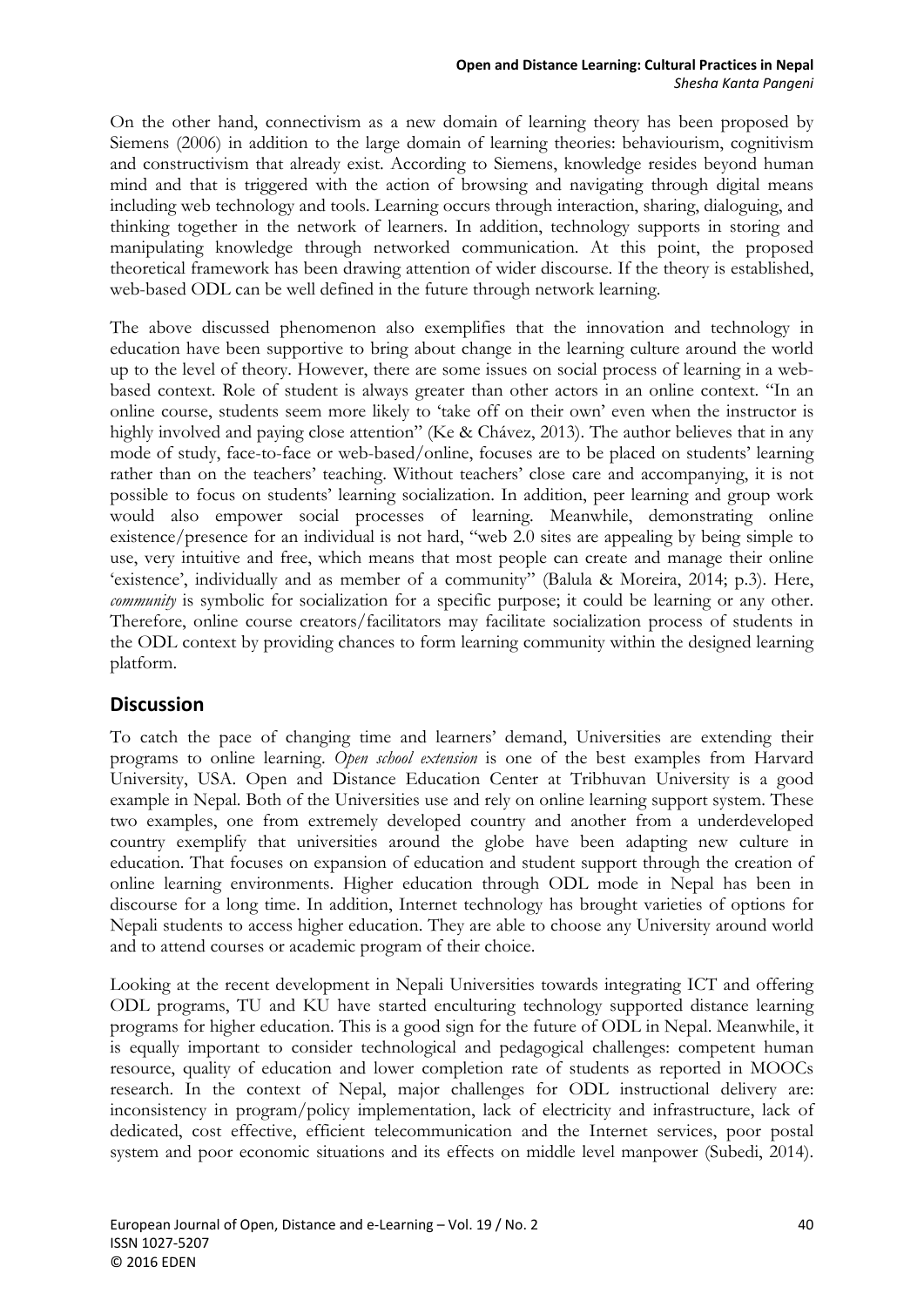On the other hand, connectivism as a new domain of learning theory has been proposed by Siemens (2006) in addition to the large domain of learning theories: behaviourism, cognitivism and constructivism that already exist. According to Siemens, knowledge resides beyond human mind and that is triggered with the action of browsing and navigating through digital means including web technology and tools. Learning occurs through interaction, sharing, dialoguing, and thinking together in the network of learners. In addition, technology supports in storing and manipulating knowledge through networked communication. At this point, the proposed theoretical framework has been drawing attention of wider discourse. If the theory is established, web-based ODL can be well defined in the future through network learning.

The above discussed phenomenon also exemplifies that the innovation and technology in education have been supportive to bring about change in the learning culture around the world up to the level of theory. However, there are some issues on social process of learning in a web-based context. Role of student is always greater than other actors in an online context. "In an online course, students seem more likely to 'take off on their own' even when the instructor is highly involved and paying close attention" (Ke & Chávez, 2013). The author believes that in any mode of study, face-to-face or web-based/online, focuses are to be placed on students' learning rather than on the teachers' teaching. Without teachers' close care and accompanying, it is not possible to focus on students' learning socialization. In addition, peer learning and group work would also empower social processes of learning. Meanwhile, demonstrating online existence/presence for an individual is not hard, "web 2.0 sites are appealing by being simple to use, very intuitive and free, which means that most people can create and manage their online 'existence', individually and as member of a community" (Balula & Moreira, 2014; p.3). Here, *community* is symbolic for socialization for a specific purpose; it could be learning or any other. Therefore, online course creators/facilitators may facilitate socialization process of students in the ODL context by providing chances to form learning community within the designed learning platform.

## Discussion

To catch the pace of changing time and learners' demand, Universities are extending their programs to online learning. *Open school extension* is one of the best examples from Harvard University, USA. Open and Distance Education Center at Tribhuvan University is a good example in Nepal. Both of the Universities use and rely on online learning support system. These two examples, one from extremely developed country and another from a underdeveloped country exemplify that universities around the globe have been adapting new culture in education. That focuses on expansion of education and student support through the creation of online learning environments. Higher education through ODL mode in Nepal has been in discourse for a long time. In addition, Internet technology has brought varieties of options for Nepali students to access higher education. They are able to choose any University around world and to attend courses or academic program of their choice.

Looking at the recent development in Nepali Universities towards integrating ICT and offering ODL programs, TU and KU have started enculturing technology supported distance learning programs for higher education. This is a good sign for the future of ODL in Nepal. Meanwhile, it is equally important to consider technological and pedagogical challenges: competent human resource, quality of education and lower completion rate of students as reported in MOOCs research. In the context of Nepal, major challenges for ODL instructional delivery are: inconsistency in program/policy implementation, lack of electricity and infrastructure, lack of dedicated, cost effective, efficient telecommunication and the Internet services, poor postal system and poor economic situations and its effects on middle level manpower (Subedi, 2014).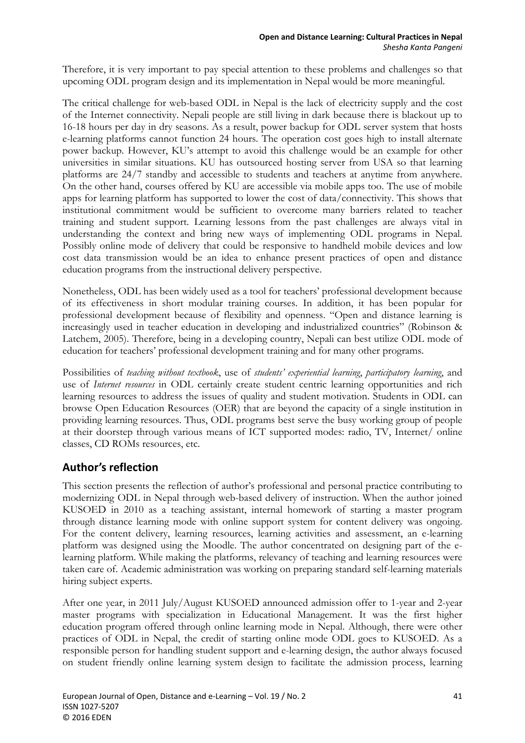Therefore, it is very important to pay special attention to these problems and challenges so that upcoming ODL program design and its implementation in Nepal would be more meaningful.

The critical challenge for web-based ODL in Nepal is the lack of electricity supply and the cost of the Internet connectivity. Nepali people are still living in dark because there is blackout up to 16-18 hours per day in dry seasons. As a result, power backup for ODL server system that hosts e-learning platforms cannot function 24 hours. The operation cost goes high to install alternate power backup. However, KU's attempt to avoid this challenge would be an example for other universities in similar situations. KU has outsourced hosting server from USA so that learning platforms are 24/7 standby and accessible to students and teachers at anytime from anywhere. On the other hand, courses offered by KU are accessible via mobile apps too. The use of mobile apps for learning platform has supported to lower the cost of data/connectivity. This shows that institutional commitment would be sufficient to overcome many barriers related to teacher training and student support. Learning lessons from the past challenges are always vital in understanding the context and bring new ways of implementing ODL programs in Nepal. Possibly online mode of delivery that could be responsive to handheld mobile devices and low cost data transmission would be an idea to enhance present practices of open and distance education programs from the instructional delivery perspective.

Nonetheless, ODL has been widely used as a tool for teachers' professional development because of its effectiveness in short modular training courses. In addition, it has been popular for professional development because of flexibility and openness. "Open and distance learning is increasingly used in teacher education in developing and industrialized countries" (Robinson & Latchem, 2005). Therefore, being in a developing country, Nepali can best utilize ODL mode of education for teachers' professional development training and for many other programs.

Possibilities of *teaching without textbook*, use of *students' experiential learning*, *participatory learning*, and use of *Internet resources* in ODL certainly create student centric learning opportunities and rich learning resources to address the issues of quality and student motivation. Students in ODL can browse Open Education Resources (OER) that are beyond the capacity of a single institution in providing learning resources. Thus, ODL programs best serve the busy working group of people at their doorstep through various means of ICT supported modes: radio, TV, Internet/ online classes, CD ROMs resources, etc.

## Author's reflection

This section presents the reflection of author's professional and personal practice contributing to modernizing ODL in Nepal through web-based delivery of instruction. When the author joined KUSOED in 2010 as a teaching assistant, internal homework of starting a master program through distance learning mode with online support system for content delivery was ongoing. For the content delivery, learning resources, learning activities and assessment, an e-learning platform was designed using the Moodle. The author concentrated on designing part of the e-learning platform. While making the platforms, relevancy of teaching and learning resources were taken care of. Academic administration was working on preparing standard self-learning materials hiring subject experts.

After one year, in 2011 July/August KUSOED announced admission offer to 1-year and 2-year master programs with specialization in Educational Management. It was the first higher education program offered through online learning mode in Nepal. Although, there were other practices of ODL in Nepal, the credit of starting online mode ODL goes to KUSOED. As a responsible person for handling student support and e-learning design, the author always focused on student friendly online learning system design to facilitate the admission process, learning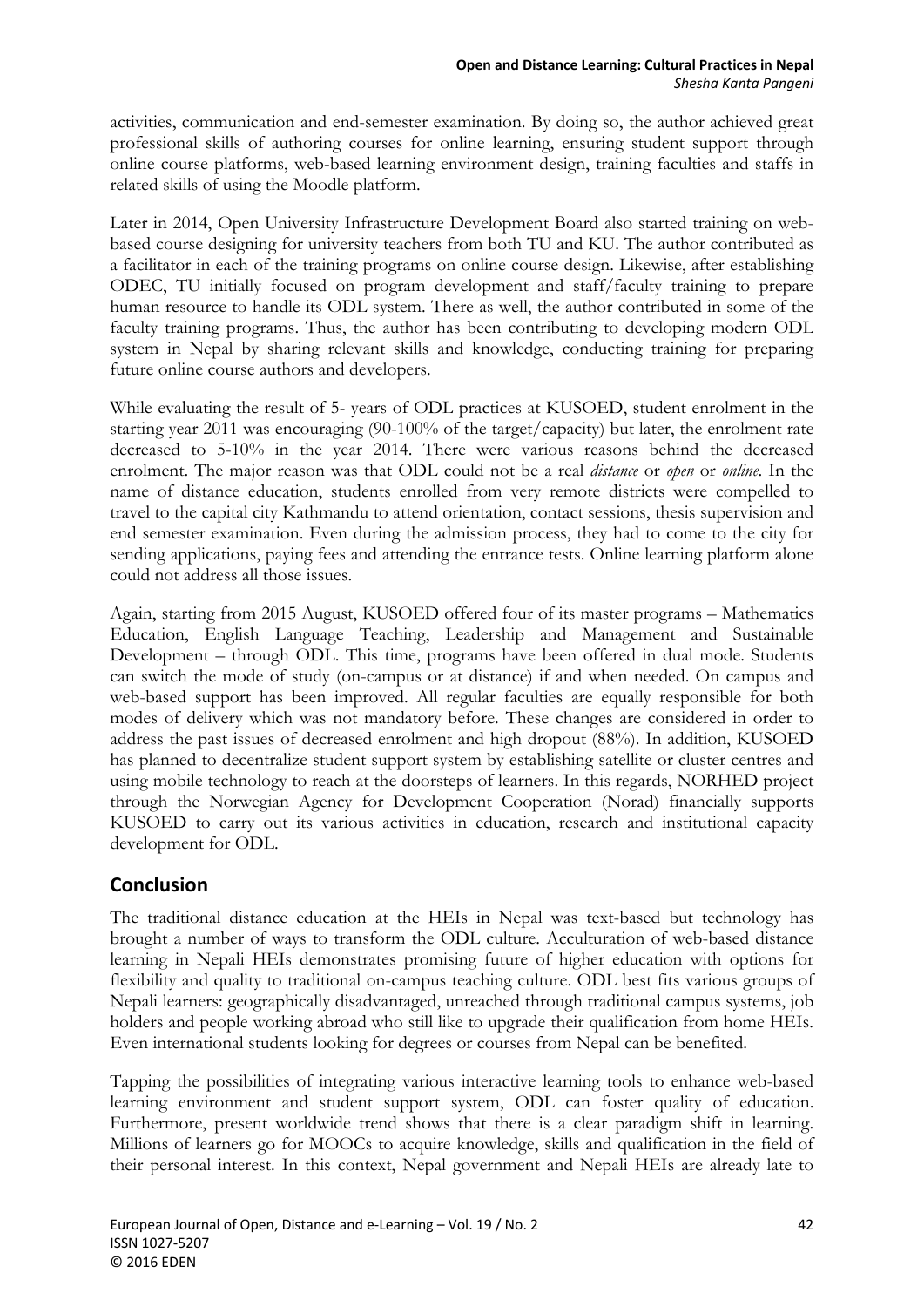activities, communication and end-semester examination. By doing so, the author achieved great professional skills of authoring courses for online learning, ensuring student support through online course platforms, web-based learning environment design, training faculties and staffs in related skills of using the Moodle platform.

Later in 2014, Open University Infrastructure Development Board also started training on web-based course designing for university teachers from both TU and KU. The author contributed as a facilitator in each of the training programs on online course design. Likewise, after establishing ODEC, TU initially focused on program development and staff/faculty training to prepare human resource to handle its ODL system. There as well, the author contributed in some of the faculty training programs. Thus, the author has been contributing to developing modern ODL system in Nepal by sharing relevant skills and knowledge, conducting training for preparing future online course authors and developers.

While evaluating the result of 5- years of ODL practices at KUSOED, student enrolment in the starting year 2011 was encouraging (90-100% of the target/capacity) but later, the enrolment rate decreased to 5-10% in the year 2014. There were various reasons behind the decreased enrolment. The major reason was that ODL could not be a real *distance* or *open* or *online*. In the name of distance education, students enrolled from very remote districts were compelled to travel to the capital city Kathmandu to attend orientation, contact sessions, thesis supervision and end semester examination. Even during the admission process, they had to come to the city for sending applications, paying fees and attending the entrance tests. Online learning platform alone could not address all those issues.

Again, starting from 2015 August, KUSOED offered four of its master programs – Mathematics Education, English Language Teaching, Leadership and Management and Sustainable Development – through ODL. This time, programs have been offered in dual mode. Students can switch the mode of study (on-campus or at distance) if and when needed. On campus and web-based support has been improved. All regular faculties are equally responsible for both modes of delivery which was not mandatory before. These changes are considered in order to address the past issues of decreased enrolment and high dropout (88%). In addition, KUSOED has planned to decentralize student support system by establishing satellite or cluster centres and using mobile technology to reach at the doorsteps of learners. In this regards, NORHED project through the Norwegian Agency for Development Cooperation (Norad) financially supports KUSOED to carry out its various activities in education, research and institutional capacity development for ODL.

## Conclusion

The traditional distance education at the HEIs in Nepal was text-based but technology has brought a number of ways to transform the ODL culture. Acculturation of web-based distance learning in Nepali HEIs demonstrates promising future of higher education with options for flexibility and quality to traditional on-campus teaching culture. ODL best fits various groups of Nepali learners: geographically disadvantaged, unreached through traditional campus systems, job holders and people working abroad who still like to upgrade their qualification from home HEIs. Even international students looking for degrees or courses from Nepal can be benefited.

Tapping the possibilities of integrating various interactive learning tools to enhance web-based learning environment and student support system, ODL can foster quality of education. Furthermore, present worldwide trend shows that there is a clear paradigm shift in learning. Millions of learners go for MOOCs to acquire knowledge, skills and qualification in the field of their personal interest. In this context, Nepal government and Nepali HEIs are already late to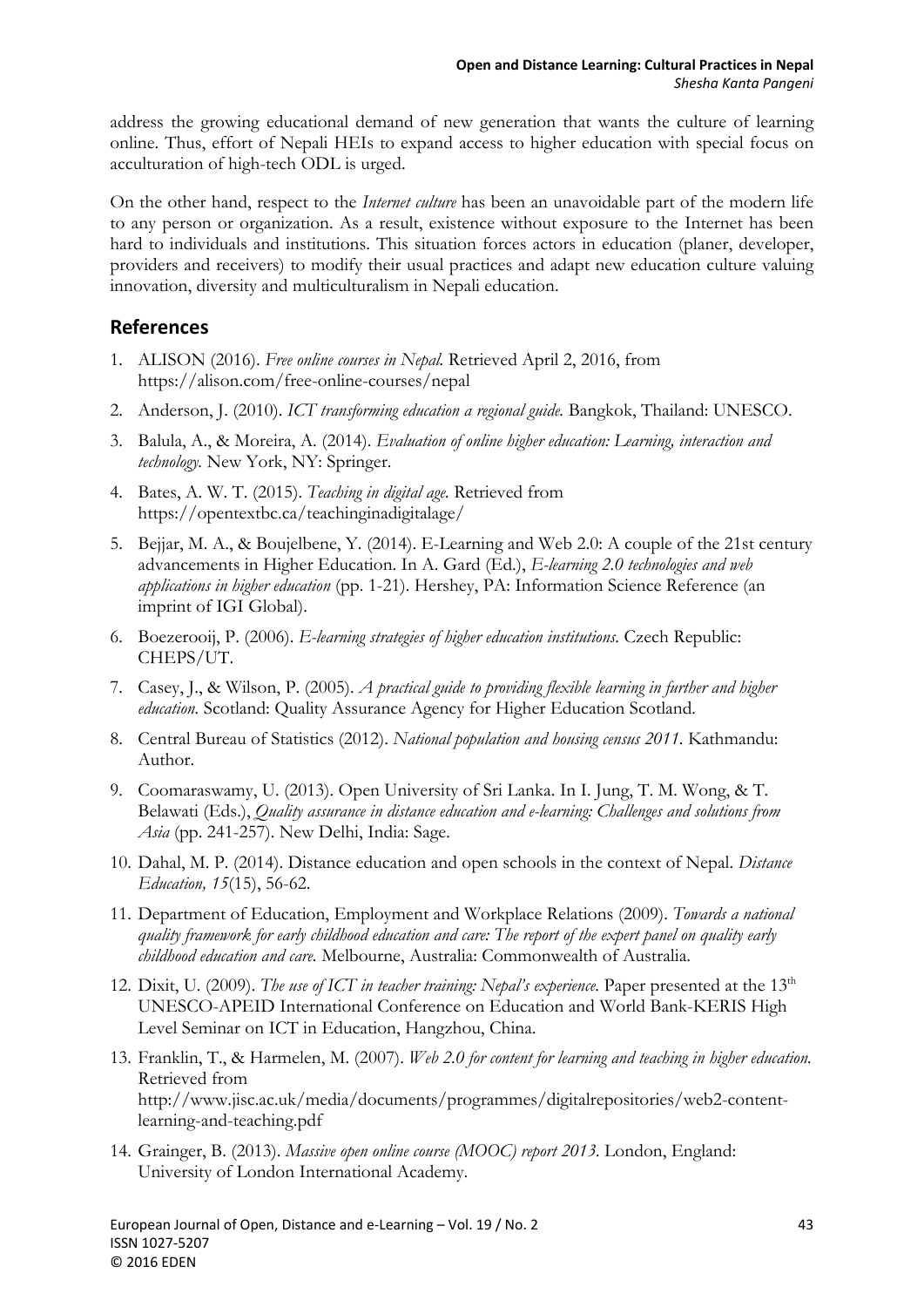address the growing educational demand of new generation that wants the culture of learning online. Thus, effort of Nepali HEIs to expand access to higher education with special focus on acculturation of high-tech ODL is urged.

On the other hand, respect to the *Internet culture* has been an unavoidable part of the modern life to any person or organization. As a result, existence without exposure to the Internet has been hard to individuals and institutions. This situation forces actors in education (planer, developer, providers and receivers) to modify their usual practices and adapt new education culture valuing innovation, diversity and multiculturalism in Nepali education.

## References

1. ALISON (2016). *Free online courses in Nepal.* Retrieved April 2, 2016, from https://alison.com/free-online-courses/nepal
2. Anderson, J. (2010). *ICT transforming education a regional guide.* Bangkok, Thailand: UNESCO.
3. Balula, A., & Moreira, A. (2014). *Evaluation of online higher education: Learning, interaction and technology.* New York, NY: Springer.
4. Bates, A. W. T. (2015). *Teaching in digital age.* Retrieved from https://opentextbc.ca/teachinginadigitalage/
5. Bejjar, M. A., & Boujelbene, Y. (2014). E-Learning and Web 2.0: A couple of the 21st century advancements in Higher Education. In A. Gard (Ed.), *E-learning 2.0 technologies and web applications in higher education* (pp. 1-21). Hershey, PA: Information Science Reference (an imprint of IGI Global).
6. Boezerooij, P. (2006). *E-learning strategies of higher education institutions.* Czech Republic: CHEPS/UT.
7. Casey, J., & Wilson, P. (2005). *A practical guide to providing flexible learning in further and higher education.* Scotland: Quality Assurance Agency for Higher Education Scotland.
8. Central Bureau of Statistics (2012). *National population and housing census 2011.* Kathmandu: Author.
9. Coomaraswamy, U. (2013). Open University of Sri Lanka. In I. Jung, T. M. Wong, & T. Belawati (Eds.), *Quality assurance in distance education and e-learning: Challenges and solutions from Asia* (pp. 241-257). New Delhi, India: Sage.
10. Dahal, M. P. (2014). Distance education and open schools in the context of Nepal. *Distance Education, 15*(15), 56-62.
11. Department of Education, Employment and Workplace Relations (2009). *Towards a national quality framework for early childhood education and care: The report of the expert panel on quality early childhood education and care.* Melbourne, Australia: Commonwealth of Australia.
12. Dixit, U. (2009). *The use of ICT in teacher training: Nepal's experience.* Paper presented at the 13th UNESCO-APEID International Conference on Education and World Bank-KERIS High Level Seminar on ICT in Education, Hangzhou, China.
13. Franklin, T., & Harmelen, M. (2007). *Web 2.0 for content for learning and teaching in higher education.* Retrieved from http://www.jisc.ac.uk/media/documents/programmes/digitalrepositories/web2-content-learning-and-teaching.pdf
14. Grainger, B. (2013). *Massive open online course (MOOC) report 2013.* London, England: University of London International Academy.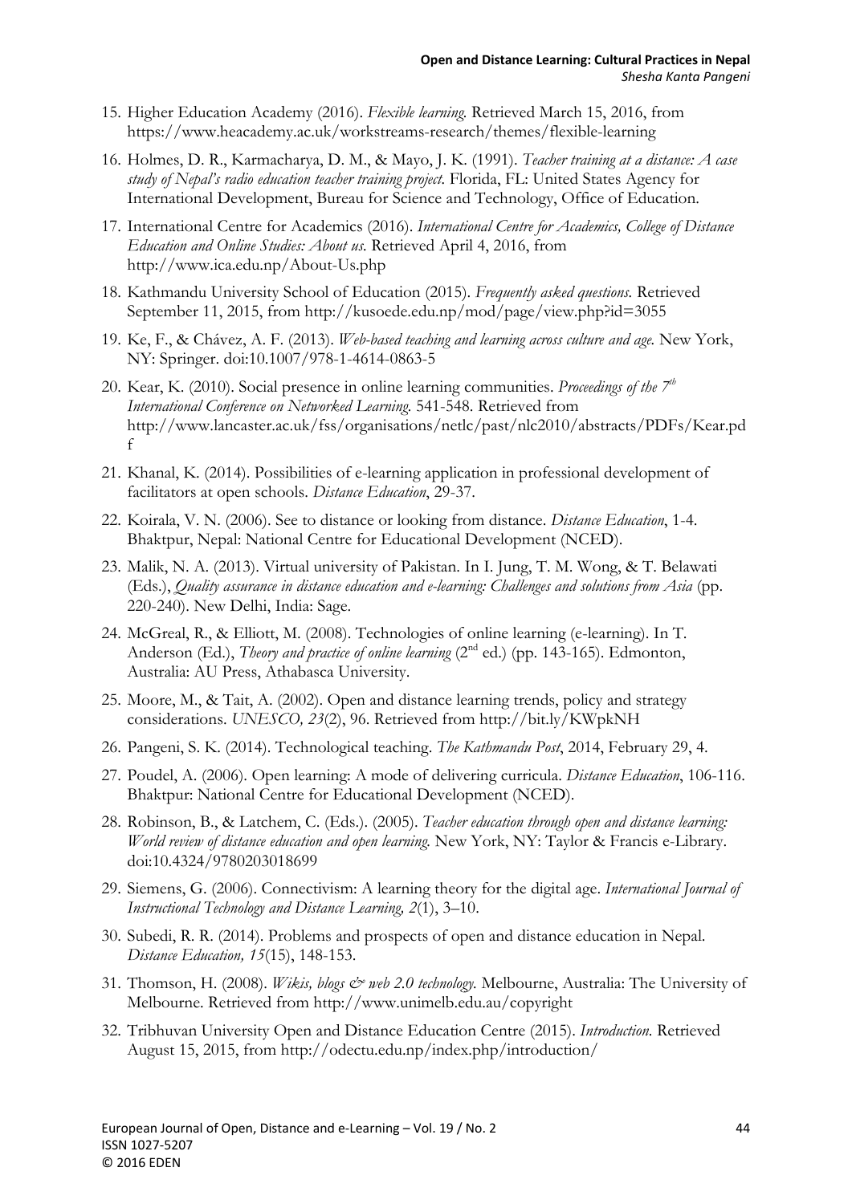15. Higher Education Academy (2016). *Flexible learning.* Retrieved March 15, 2016, from https://www.heacademy.ac.uk/workstreams-research/themes/flexible-learning
16. Holmes, D. R., Karmacharya, D. M., & Mayo, J. K. (1991). *Teacher training at a distance: A case study of Nepal's radio education teacher training project.* Florida, FL: United States Agency for International Development, Bureau for Science and Technology, Office of Education.
17. International Centre for Academics (2016). *International Centre for Academics, College of Distance Education and Online Studies: About us.* Retrieved April 4, 2016, from http://www.ica.edu.np/About-Us.php
18. Kathmandu University School of Education (2015). *Frequently asked questions.* Retrieved September 11, 2015, from http://kusoede.edu.np/mod/page/view.php?id=3055
19. Ke, F., & Chávez, A. F. (2013). *Web-based teaching and learning across culture and age.* New York, NY: Springer. doi:10.1007/978-1-4614-0863-5
20. Kear, K. (2010). Social presence in online learning communities. *Proceedings of the 7th International Conference on Networked Learning.* 541-548. Retrieved from http://www.lancaster.ac.uk/fss/organisations/netlc/past/nlc2010/abstracts/PDFs/Kear.pdf
21. Khanal, K. (2014). Possibilities of e-learning application in professional development of facilitators at open schools. *Distance Education*, 29-37.
22. Koirala, V. N. (2006). See to distance or looking from distance. *Distance Education*, 1-4. Bhaktpur, Nepal: National Centre for Educational Development (NCED).
23. Malik, N. A. (2013). Virtual university of Pakistan. In I. Jung, T. M. Wong, & T. Belawati (Eds.), *Quality assurance in distance education and e-learning: Challenges and solutions from Asia* (pp. 220-240). New Delhi, India: Sage.
24. McGreal, R., & Elliott, M. (2008). Technologies of online learning (e-learning). In T. Anderson (Ed.), *Theory and practice of online learning* (2nd ed.) (pp. 143-165). Edmonton, Australia: AU Press, Athabasca University.
25. Moore, M., & Tait, A. (2002). Open and distance learning trends, policy and strategy considerations. *UNESCO, 23*(2), 96. Retrieved from http://bit.ly/KWpkNH
26. Pangeni, S. K. (2014). Technological teaching. *The Kathmandu Post*, 2014, February 29, 4.
27. Poudel, A. (2006). Open learning: A mode of delivering curricula. *Distance Education*, 106-116. Bhaktpur: National Centre for Educational Development (NCED).
28. Robinson, B., & Latchem, C. (Eds.). (2005). *Teacher education through open and distance learning: World review of distance education and open learning.* New York, NY: Taylor & Francis e-Library. doi:10.4324/9780203018699
29. Siemens, G. (2006). Connectivism: A learning theory for the digital age. *International Journal of Instructional Technology and Distance Learning, 2*(1), 3–10.
30. Subedi, R. R. (2014). Problems and prospects of open and distance education in Nepal. *Distance Education, 15*(15), 148-153.
31. Thomson, H. (2008). *Wikis, blogs & web 2.0 technology.* Melbourne, Australia: The University of Melbourne. Retrieved from http://www.unimelb.edu.au/copyright
32. Tribhuvan University Open and Distance Education Centre (2015). *Introduction.* Retrieved August 15, 2015, from http://odectu.edu.np/index.php/introduction/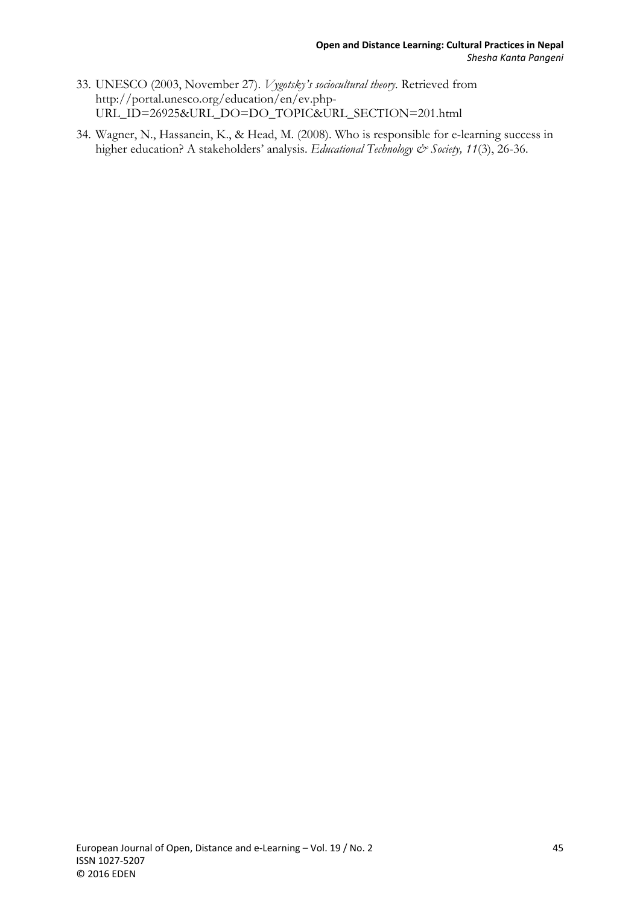33. UNESCO (2003, November 27). *Vygotsky's sociocultural theory*. Retrieved from http://portal.unesco.org/education/en/ev.php-URL_ID=26925&URL_DO=DO_TOPIC&URL_SECTION=201.html

34. Wagner, N., Hassanein, K., & Head, M. (2008). Who is responsible for e-learning success in higher education? A stakeholders' analysis. *Educational Technology & Society, 11*(3), 26-36.